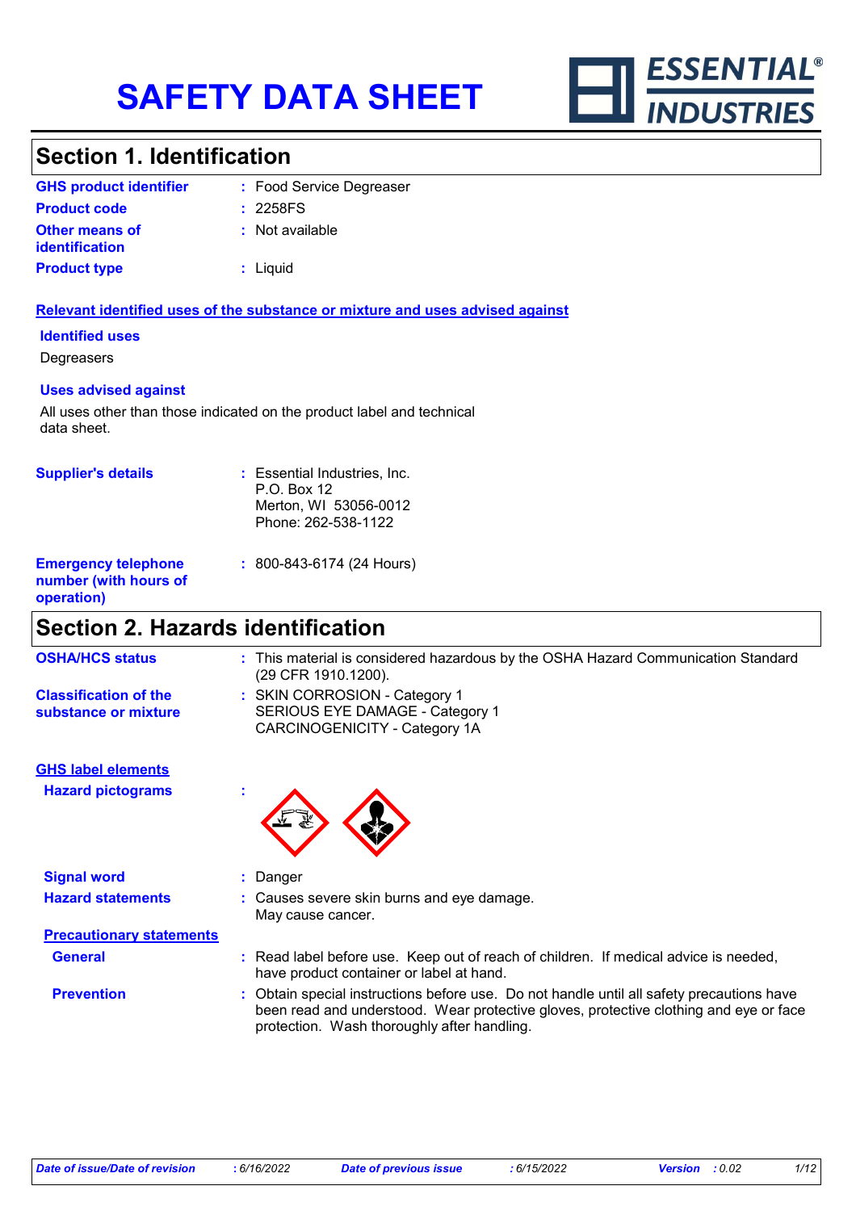# SAFETY DATA SHEET

ESSENTIAL® INDUSTRIES

## Section 1. Identification

**GHS product identifier** : Food Service Degreaser

**Product code** : 2258FS

**Other means of identification** : Not available

**Product type** : Liquid

**Relevant identified uses of the substance or mixture and uses advised against**

**Identified uses**

Degreasers

**Uses advised against**

All uses other than those indicated on the product label and technical data sheet.

**Supplier's details** : Essential Industries, Inc.
P.O. Box 12
Merton, WI 53056-0012
Phone: 262-538-1122

**Emergency telephone number (with hours of operation)** : 800-843-6174 (24 Hours)

## Section 2. Hazards identification

**OSHA/HCS status** : This material is considered hazardous by the OSHA Hazard Communication Standard (29 CFR 1910.1200).

**Classification of the substance or mixture** : SKIN CORROSION - Category 1
SERIOUS EYE DAMAGE - Category 1
CARCINOGENICITY - Category 1A

**GHS label elements**

**Hazard pictograms** :

**Signal word** : Danger

**Hazard statements** : Causes severe skin burns and eye damage.
May cause cancer.

**Precautionary statements**

**General** : Read label before use. Keep out of reach of children. If medical advice is needed, have product container or label at hand.

**Prevention** : Obtain special instructions before use. Do not handle until all safety precautions have been read and understood. Wear protective gloves, protective clothing and eye or face protection. Wash thoroughly after handling.

*Date of issue/Date of revision* : 6/16/2022 *Date of previous issue* : 6/15/2022 *Version* : 0.02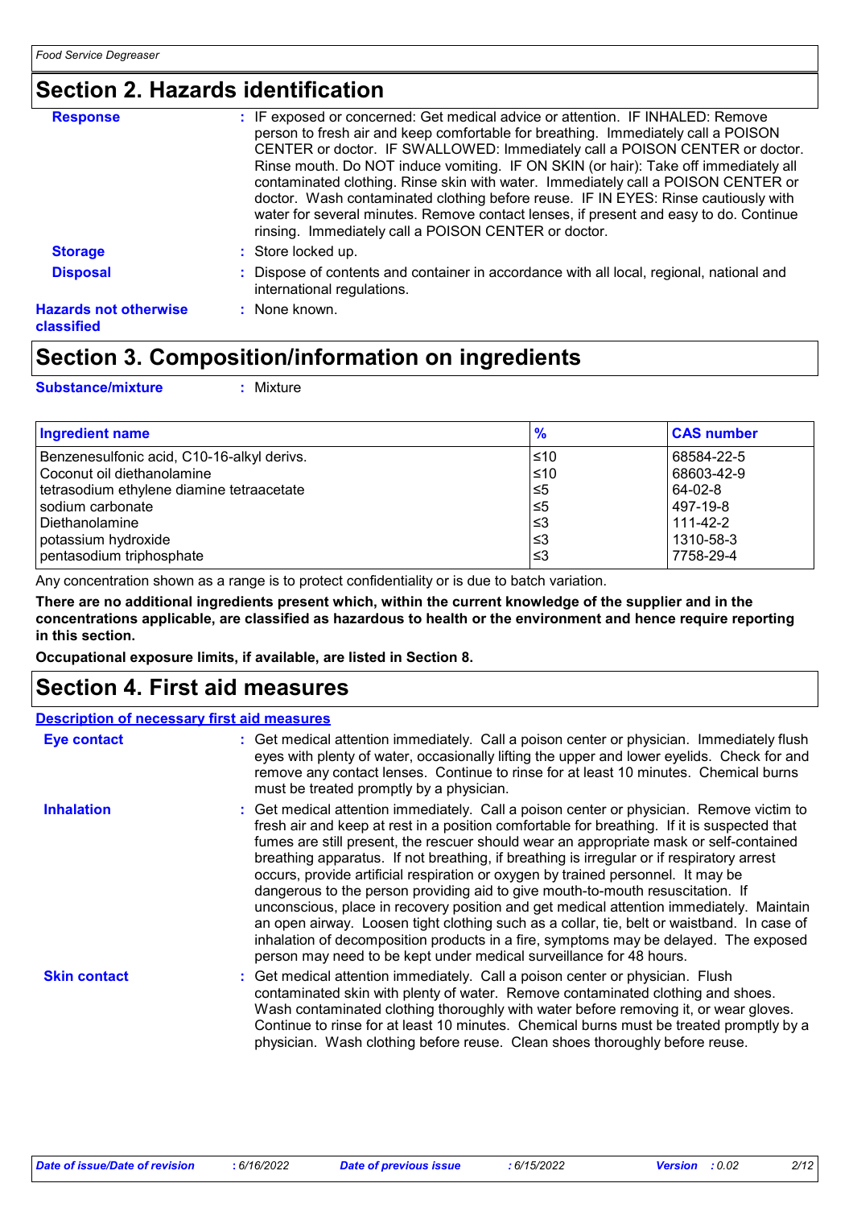# Section 2. Hazards identification

**Response** : IF exposed or concerned: Get medical advice or attention. IF INHALED: Remove person to fresh air and keep comfortable for breathing. Immediately call a POISON CENTER or doctor. IF SWALLOWED: Immediately call a POISON CENTER or doctor. Rinse mouth. Do NOT induce vomiting. IF ON SKIN (or hair): Take off immediately all contaminated clothing. Rinse skin with water. Immediately call a POISON CENTER or doctor. Wash contaminated clothing before reuse. IF IN EYES: Rinse cautiously with water for several minutes. Remove contact lenses, if present and easy to do. Continue rinsing. Immediately call a POISON CENTER or doctor.

**Storage** : Store locked up.

**Disposal** : Dispose of contents and container in accordance with all local, regional, national and international regulations.

**Hazards not otherwise classified** : None known.

# Section 3. Composition/information on ingredients

**Substance/mixture** : Mixture

| Ingredient name | % | CAS number |
|---|---|---|
| Benzenesulfonic acid, C10-16-alkyl derivs. | ≤10 | 68584-22-5 |
| Coconut oil diethanolamine | ≤10 | 68603-42-9 |
| tetrasodium ethylene diamine tetraacetate | ≤5 | 64-02-8 |
| sodium carbonate | ≤5 | 497-19-8 |
| Diethanolamine | ≤3 | 111-42-2 |
| potassium hydroxide | ≤3 | 1310-58-3 |
| pentasodium triphosphate | ≤3 | 7758-29-4 |

Any concentration shown as a range is to protect confidentiality or is due to batch variation.

**There are no additional ingredients present which, within the current knowledge of the supplier and in the concentrations applicable, are classified as hazardous to health or the environment and hence require reporting in this section.**

**Occupational exposure limits, if available, are listed in Section 8.**

# Section 4. First aid measures

## Description of necessary first aid measures

**Eye contact** : Get medical attention immediately. Call a poison center or physician. Immediately flush eyes with plenty of water, occasionally lifting the upper and lower eyelids. Check for and remove any contact lenses. Continue to rinse for at least 10 minutes. Chemical burns must be treated promptly by a physician.

**Inhalation** : Get medical attention immediately. Call a poison center or physician. Remove victim to fresh air and keep at rest in a position comfortable for breathing. If it is suspected that fumes are still present, the rescuer should wear an appropriate mask or self-contained breathing apparatus. If not breathing, if breathing is irregular or if respiratory arrest occurs, provide artificial respiration or oxygen by trained personnel. It may be dangerous to the person providing aid to give mouth-to-mouth resuscitation. If unconscious, place in recovery position and get medical attention immediately. Maintain an open airway. Loosen tight clothing such as a collar, tie, belt or waistband. In case of inhalation of decomposition products in a fire, symptoms may be delayed. The exposed person may need to be kept under medical surveillance for 48 hours.

**Skin contact** : Get medical attention immediately. Call a poison center or physician. Flush contaminated skin with plenty of water. Remove contaminated clothing and shoes. Wash contaminated clothing thoroughly with water before removing it, or wear gloves. Continue to rinse for at least 10 minutes. Chemical burns must be treated promptly by a physician. Wash clothing before reuse. Clean shoes thoroughly before reuse.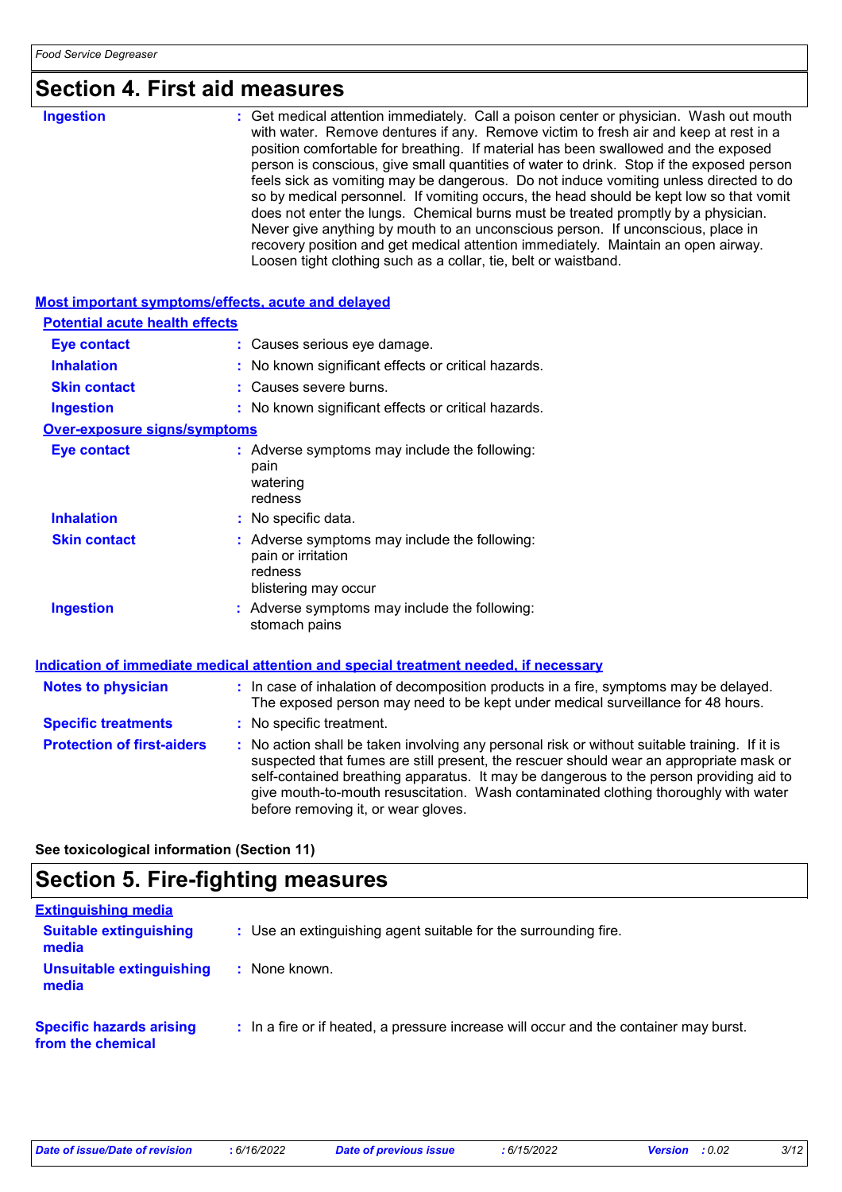## Section 4. First aid measures

**Ingestion** : Get medical attention immediately. Call a poison center or physician. Wash out mouth with water. Remove dentures if any. Remove victim to fresh air and keep at rest in a position comfortable for breathing. If material has been swallowed and the exposed person is conscious, give small quantities of water to drink. Stop if the exposed person feels sick as vomiting may be dangerous. Do not induce vomiting unless directed to do so by medical personnel. If vomiting occurs, the head should be kept low so that vomit does not enter the lungs. Chemical burns must be treated promptly by a physician. Never give anything by mouth to an unconscious person. If unconscious, place in recovery position and get medical attention immediately. Maintain an open airway. Loosen tight clothing such as a collar, tie, belt or waistband.

### Most important symptoms/effects, acute and delayed

**Potential acute health effects**

**Eye contact** : Causes serious eye damage.

**Inhalation** : No known significant effects or critical hazards.

**Skin contact** : Causes severe burns.

**Ingestion** : No known significant effects or critical hazards.

**Over-exposure signs/symptoms**

**Eye contact** : Adverse symptoms may include the following:
pain
watering
redness

**Inhalation** : No specific data.

**Skin contact** : Adverse symptoms may include the following:
pain or irritation
redness
blistering may occur

**Ingestion** : Adverse symptoms may include the following:
stomach pains

### Indication of immediate medical attention and special treatment needed, if necessary

**Notes to physician** : In case of inhalation of decomposition products in a fire, symptoms may be delayed. The exposed person may need to be kept under medical surveillance for 48 hours.

**Specific treatments** : No specific treatment.

**Protection of first-aiders** : No action shall be taken involving any personal risk or without suitable training. If it is suspected that fumes are still present, the rescuer should wear an appropriate mask or self-contained breathing apparatus. It may be dangerous to the person providing aid to give mouth-to-mouth resuscitation. Wash contaminated clothing thoroughly with water before removing it, or wear gloves.

**See toxicological information (Section 11)**

## Section 5. Fire-fighting measures

### Extinguishing media

**Suitable extinguishing media** : Use an extinguishing agent suitable for the surrounding fire.

**Unsuitable extinguishing media** : None known.

**Specific hazards arising from the chemical** : In a fire or if heated, a pressure increase will occur and the container may burst.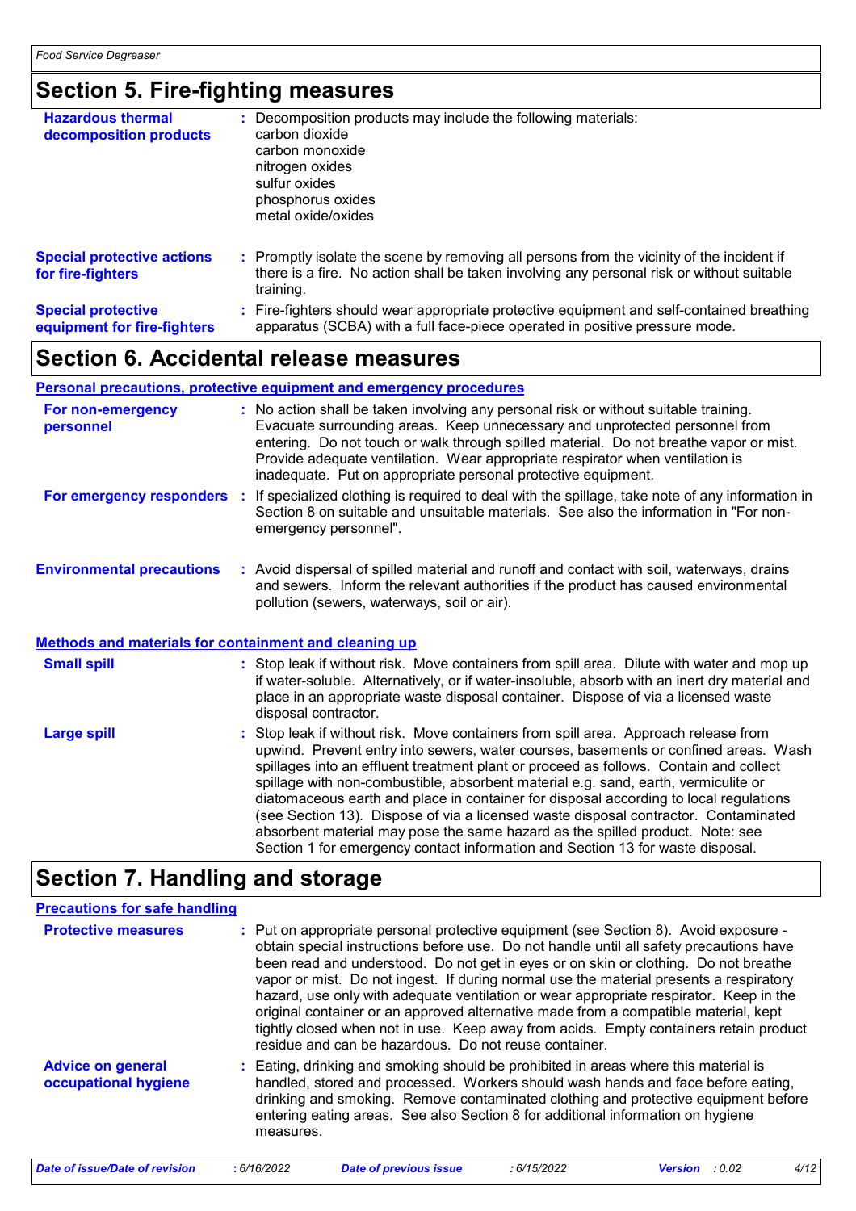## Section 5. Fire-fighting measures

| | |
|---|---|
| **Hazardous thermal decomposition products** | Decomposition products may include the following materials:<br>carbon dioxide<br>carbon monoxide<br>nitrogen oxides<br>sulfur oxides<br>phosphorus oxides<br>metal oxide/oxides |
| **Special protective actions for fire-fighters** | Promptly isolate the scene by removing all persons from the vicinity of the incident if there is a fire. No action shall be taken involving any personal risk or without suitable training. |
| **Special protective equipment for fire-fighters** | Fire-fighters should wear appropriate protective equipment and self-contained breathing apparatus (SCBA) with a full face-piece operated in positive pressure mode. |

## Section 6. Accidental release measures

### Personal precautions, protective equipment and emergency procedures

| | |
|---|---|
| **For non-emergency personnel** | No action shall be taken involving any personal risk or without suitable training. Evacuate surrounding areas. Keep unnecessary and unprotected personnel from entering. Do not touch or walk through spilled material. Do not breathe vapor or mist. Provide adequate ventilation. Wear appropriate respirator when ventilation is inadequate. Put on appropriate personal protective equipment. |
| **For emergency responders** | If specialized clothing is required to deal with the spillage, take note of any information in Section 8 on suitable and unsuitable materials. See also the information in "For non-emergency personnel". |
| **Environmental precautions** | Avoid dispersal of spilled material and runoff and contact with soil, waterways, drains and sewers. Inform the relevant authorities if the product has caused environmental pollution (sewers, waterways, soil or air). |

### Methods and materials for containment and cleaning up

| | |
|---|---|
| **Small spill** | Stop leak if without risk. Move containers from spill area. Dilute with water and mop up if water-soluble. Alternatively, or if water-insoluble, absorb with an inert dry material and place in an appropriate waste disposal container. Dispose of via a licensed waste disposal contractor. |
| **Large spill** | Stop leak if without risk. Move containers from spill area. Approach release from upwind. Prevent entry into sewers, water courses, basements or confined areas. Wash spillages into an effluent treatment plant or proceed as follows. Contain and collect spillage with non-combustible, absorbent material e.g. sand, earth, vermiculite or diatomaceous earth and place in container for disposal according to local regulations (see Section 13). Dispose of via a licensed waste disposal contractor. Contaminated absorbent material may pose the same hazard as the spilled product. Note: see Section 1 for emergency contact information and Section 13 for waste disposal. |

## Section 7. Handling and storage

### Precautions for safe handling

| | |
|---|---|
| **Protective measures** | Put on appropriate personal protective equipment (see Section 8). Avoid exposure - obtain special instructions before use. Do not handle until all safety precautions have been read and understood. Do not get in eyes or on skin or clothing. Do not breathe vapor or mist. Do not ingest. If during normal use the material presents a respiratory hazard, use only with adequate ventilation or wear appropriate respirator. Keep in the original container or an approved alternative made from a compatible material, kept tightly closed when not in use. Keep away from acids. Empty containers retain product residue and can be hazardous. Do not reuse container. |
| **Advice on general occupational hygiene** | Eating, drinking and smoking should be prohibited in areas where this material is handled, stored and processed. Workers should wash hands and face before eating, drinking and smoking. Remove contaminated clothing and protective equipment before entering eating areas. See also Section 8 for additional information on hygiene measures. |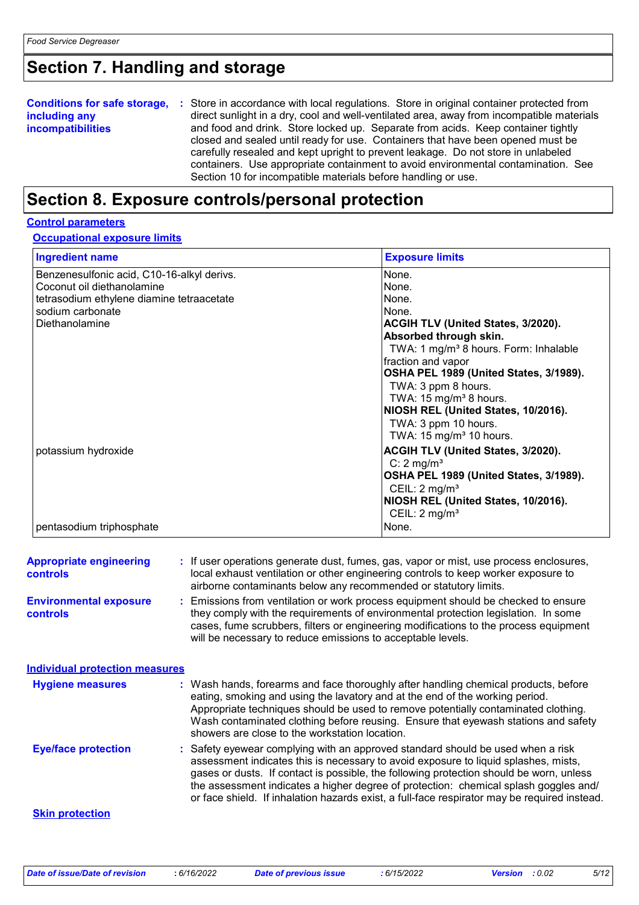## Section 7. Handling and storage

**Conditions for safe storage, including any incompatibilities** : Store in accordance with local regulations. Store in original container protected from direct sunlight in a dry, cool and well-ventilated area, away from incompatible materials and food and drink. Store locked up. Separate from acids. Keep container tightly closed and sealed until ready for use. Containers that have been opened must be carefully resealed and kept upright to prevent leakage. Do not store in unlabeled containers. Use appropriate containment to avoid environmental contamination. See Section 10 for incompatible materials before handling or use.

## Section 8. Exposure controls/personal protection

### Control parameters

#### Occupational exposure limits

| Ingredient name | Exposure limits |
|---|---|
| Benzenesulfonic acid, C10-16-alkyl derivs. | None. |
| Coconut oil diethanolamine | None. |
| tetrasodium ethylene diamine tetraacetate | None. |
| sodium carbonate | None. |
| Diethanolamine | **ACGIH TLV (United States, 3/2020). Absorbed through skin.**<br>TWA: 1 mg/m³ 8 hours. Form: Inhalable fraction and vapor<br>**OSHA PEL 1989 (United States, 3/1989).**<br>TWA: 3 ppm 8 hours.<br>TWA: 15 mg/m³ 8 hours.<br>**NIOSH REL (United States, 10/2016).**<br>TWA: 3 ppm 10 hours.<br>TWA: 15 mg/m³ 10 hours. |
| potassium hydroxide | **ACGIH TLV (United States, 3/2020).**<br>C: 2 mg/m³<br>**OSHA PEL 1989 (United States, 3/1989).**<br>CEIL: 2 mg/m³<br>**NIOSH REL (United States, 10/2016).**<br>CEIL: 2 mg/m³ |
| pentasodium triphosphate | None. |

**Appropriate engineering controls** : If user operations generate dust, fumes, gas, vapor or mist, use process enclosures, local exhaust ventilation or other engineering controls to keep worker exposure to airborne contaminants below any recommended or statutory limits.

**Environmental exposure controls** : Emissions from ventilation or work process equipment should be checked to ensure they comply with the requirements of environmental protection legislation. In some cases, fume scrubbers, filters or engineering modifications to the process equipment will be necessary to reduce emissions to acceptable levels.

### Individual protection measures

**Hygiene measures** : Wash hands, forearms and face thoroughly after handling chemical products, before eating, smoking and using the lavatory and at the end of the working period. Appropriate techniques should be used to remove potentially contaminated clothing. Wash contaminated clothing before reusing. Ensure that eyewash stations and safety showers are close to the workstation location.

**Eye/face protection** : Safety eyewear complying with an approved standard should be used when a risk assessment indicates this is necessary to avoid exposure to liquid splashes, mists, gases or dusts. If contact is possible, the following protection should be worn, unless the assessment indicates a higher degree of protection: chemical splash goggles and/ or face shield. If inhalation hazards exist, a full-face respirator may be required instead.

#### Skin protection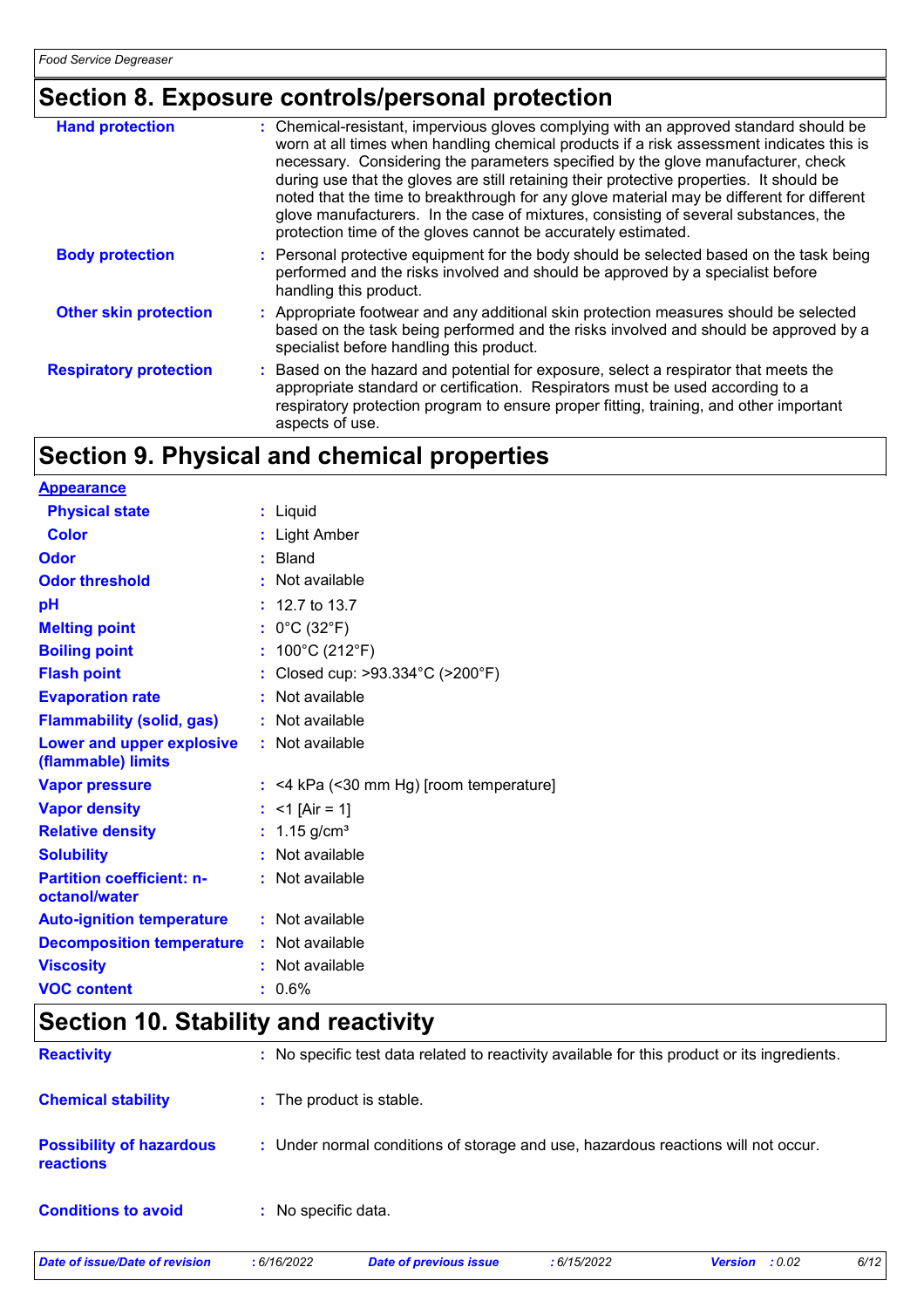## Section 8. Exposure controls/personal protection

| | |
|---|---|
| **Hand protection** | : Chemical-resistant, impervious gloves complying with an approved standard should be worn at all times when handling chemical products if a risk assessment indicates this is necessary. Considering the parameters specified by the glove manufacturer, check during use that the gloves are still retaining their protective properties. It should be noted that the time to breakthrough for any glove material may be different for different glove manufacturers. In the case of mixtures, consisting of several substances, the protection time of the gloves cannot be accurately estimated. |
| **Body protection** | : Personal protective equipment for the body should be selected based on the task being performed and the risks involved and should be approved by a specialist before handling this product. |
| **Other skin protection** | : Appropriate footwear and any additional skin protection measures should be selected based on the task being performed and the risks involved and should be approved by a specialist before handling this product. |
| **Respiratory protection** | : Based on the hazard and potential for exposure, select a respirator that meets the appropriate standard or certification. Respirators must be used according to a respiratory protection program to ensure proper fitting, training, and other important aspects of use. |

## Section 9. Physical and chemical properties

**Appearance**

| | |
|---|---|
| **Physical state** | : Liquid |
| **Color** | : Light Amber |
| **Odor** | : Bland |
| **Odor threshold** | : Not available |
| **pH** | : 12.7 to 13.7 |
| **Melting point** | : 0°C (32°F) |
| **Boiling point** | : 100°C (212°F) |
| **Flash point** | : Closed cup: >93.334°C (>200°F) |
| **Evaporation rate** | : Not available |
| **Flammability (solid, gas)** | : Not available |
| **Lower and upper explosive (flammable) limits** | : Not available |
| **Vapor pressure** | : <4 kPa (<30 mm Hg) [room temperature] |
| **Vapor density** | : <1 [Air = 1] |
| **Relative density** | : 1.15 g/cm³ |
| **Solubility** | : Not available |
| **Partition coefficient: n-octanol/water** | : Not available |
| **Auto-ignition temperature** | : Not available |
| **Decomposition temperature** | : Not available |
| **Viscosity** | : Not available |
| **VOC content** | : 0.6% |

## Section 10. Stability and reactivity

| | |
|---|---|
| **Reactivity** | : No specific test data related to reactivity available for this product or its ingredients. |
| **Chemical stability** | : The product is stable. |
| **Possibility of hazardous reactions** | : Under normal conditions of storage and use, hazardous reactions will not occur. |
| **Conditions to avoid** | : No specific data. |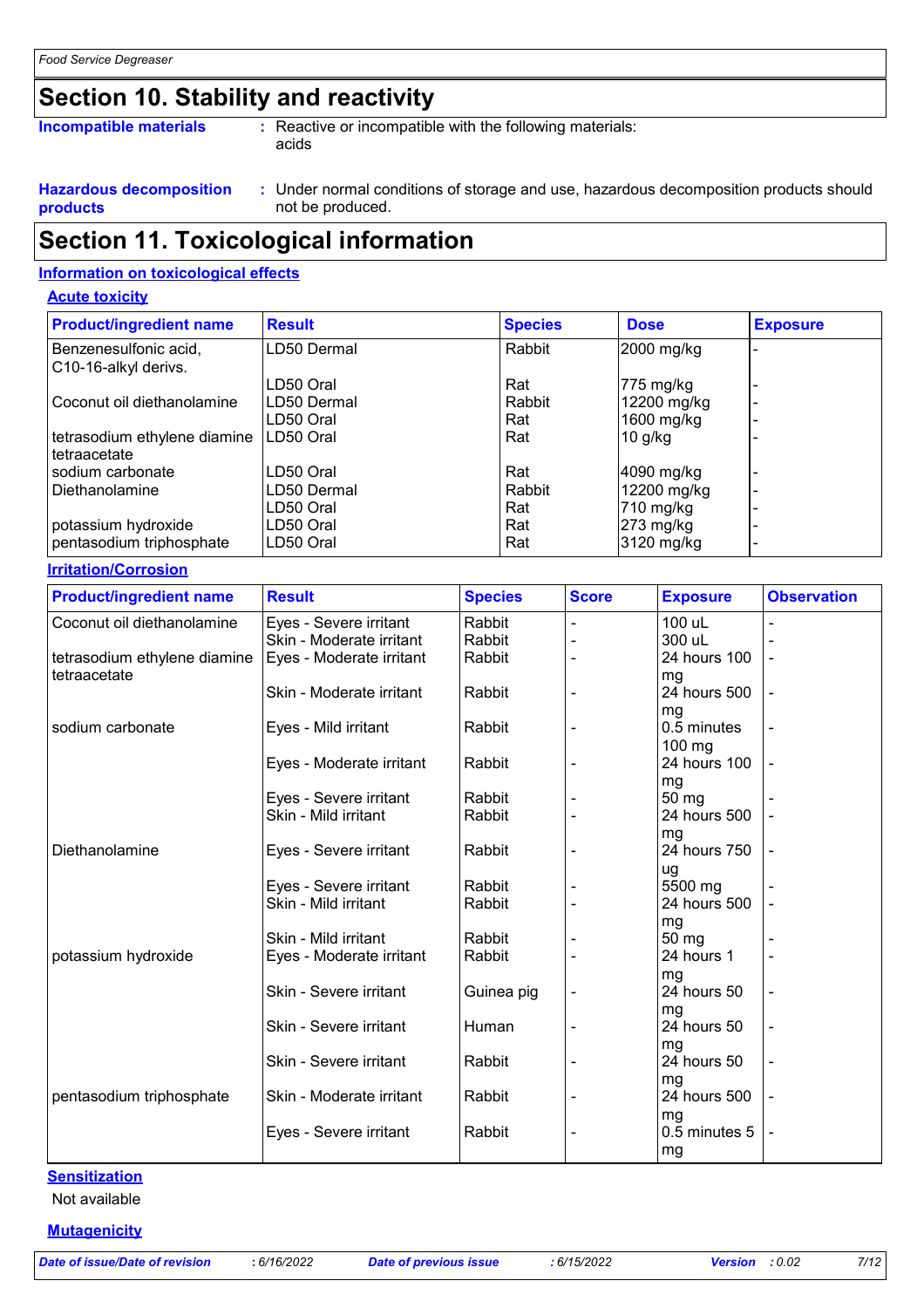## Section 10. Stability and reactivity

**Incompatible materials** : Reactive or incompatible with the following materials:
acids

**Hazardous decomposition products** : Under normal conditions of storage and use, hazardous decomposition products should not be produced.

## Section 11. Toxicological information

### Information on toxicological effects

#### Acute toxicity

| Product/ingredient name | Result | Species | Dose | Exposure |
|---|---|---|---|---|
| Benzenesulfonic acid, C10-16-alkyl derivs. | LD50 Dermal | Rabbit | 2000 mg/kg | - |
| | LD50 Oral | Rat | 775 mg/kg | - |
| Coconut oil diethanolamine | LD50 Dermal | Rabbit | 12200 mg/kg | - |
| | LD50 Oral | Rat | 1600 mg/kg | - |
| tetrasodium ethylene diamine tetraacetate | LD50 Oral | Rat | 10 g/kg | - |
| sodium carbonate | LD50 Oral | Rat | 4090 mg/kg | - |
| Diethanolamine | LD50 Dermal | Rabbit | 12200 mg/kg | - |
| | LD50 Oral | Rat | 710 mg/kg | - |
| potassium hydroxide | LD50 Oral | Rat | 273 mg/kg | - |
| pentasodium triphosphate | LD50 Oral | Rat | 3120 mg/kg | - |

#### Irritation/Corrosion

| Product/ingredient name | Result | Species | Score | Exposure | Observation |
|---|---|---|---|---|---|
| Coconut oil diethanolamine | Eyes - Severe irritant | Rabbit | - | 100 uL | - |
| | Skin - Moderate irritant | Rabbit | - | 300 uL | - |
| tetrasodium ethylene diamine tetraacetate | Eyes - Moderate irritant | Rabbit | - | 24 hours 100 mg | - |
| | Skin - Moderate irritant | Rabbit | - | 24 hours 500 mg | - |
| sodium carbonate | Eyes - Mild irritant | Rabbit | - | 0.5 minutes 100 mg | - |
| | Eyes - Moderate irritant | Rabbit | - | 24 hours 100 mg | - |
| | Eyes - Severe irritant | Rabbit | - | 50 mg | - |
| | Skin - Mild irritant | Rabbit | - | 24 hours 500 mg | - |
| Diethanolamine | Eyes - Severe irritant | Rabbit | - | 24 hours 750 ug | - |
| | Eyes - Severe irritant | Rabbit | - | 5500 mg | - |
| | Skin - Mild irritant | Rabbit | - | 24 hours 500 mg | - |
| | Skin - Mild irritant | Rabbit | - | 50 mg | - |
| potassium hydroxide | Eyes - Moderate irritant | Rabbit | - | 24 hours 1 mg | - |
| | Skin - Severe irritant | Guinea pig | - | 24 hours 50 mg | - |
| | Skin - Severe irritant | Human | - | 24 hours 50 mg | - |
| | Skin - Severe irritant | Rabbit | - | 24 hours 50 mg | - |
| pentasodium triphosphate | Skin - Moderate irritant | Rabbit | - | 24 hours 500 mg | - |
| | Eyes - Severe irritant | Rabbit | - | 0.5 minutes 5 mg | - |

#### Sensitization

Not available

#### Mutagenicity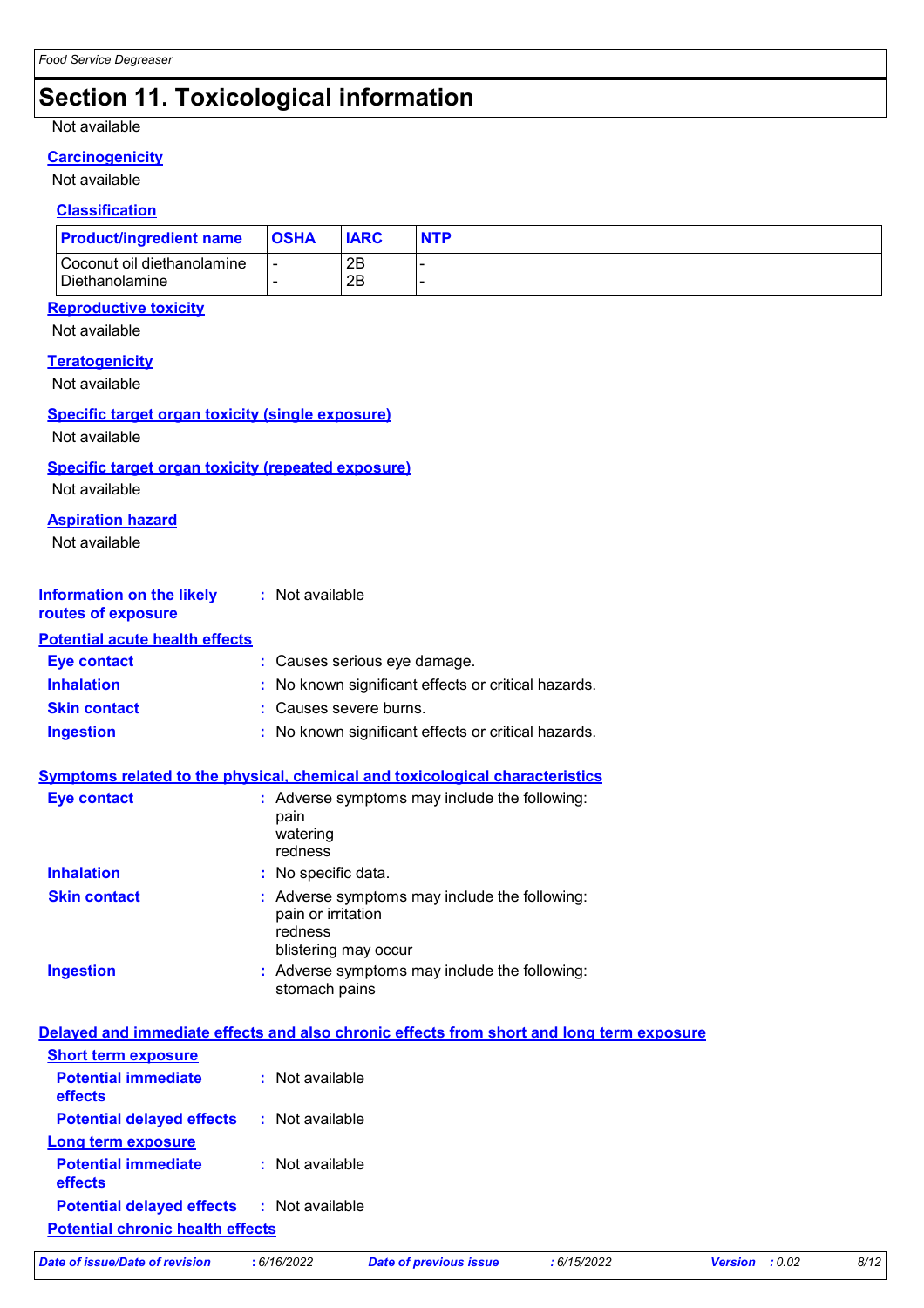# Section 11. Toxicological information

Not available

**Carcinogenicity**

Not available

**Classification**

| Product/ingredient name | OSHA | IARC | NTP |
|---|---|---|---|
| Coconut oil diethanolamine | - | 2B | - |
| Diethanolamine | - | 2B | - |

**Reproductive toxicity**

Not available

**Teratogenicity**

Not available

**Specific target organ toxicity (single exposure)**

Not available

**Specific target organ toxicity (repeated exposure)**

Not available

**Aspiration hazard**

Not available

**Information on the likely routes of exposure** : Not available

**Potential acute health effects**

**Eye contact** : Causes serious eye damage.

**Inhalation** : No known significant effects or critical hazards.

**Skin contact** : Causes severe burns.

**Ingestion** : No known significant effects or critical hazards.

**Symptoms related to the physical, chemical and toxicological characteristics**

**Eye contact** : Adverse symptoms may include the following:
pain
watering
redness

**Inhalation** : No specific data.

**Skin contact** : Adverse symptoms may include the following:
pain or irritation
redness
blistering may occur

**Ingestion** : Adverse symptoms may include the following:
stomach pains

**Delayed and immediate effects and also chronic effects from short and long term exposure**

**Short term exposure**

**Potential immediate effects** : Not available

**Potential delayed effects** : Not available

**Long term exposure**

**Potential immediate effects** : Not available

**Potential delayed effects** : Not available

**Potential chronic health effects**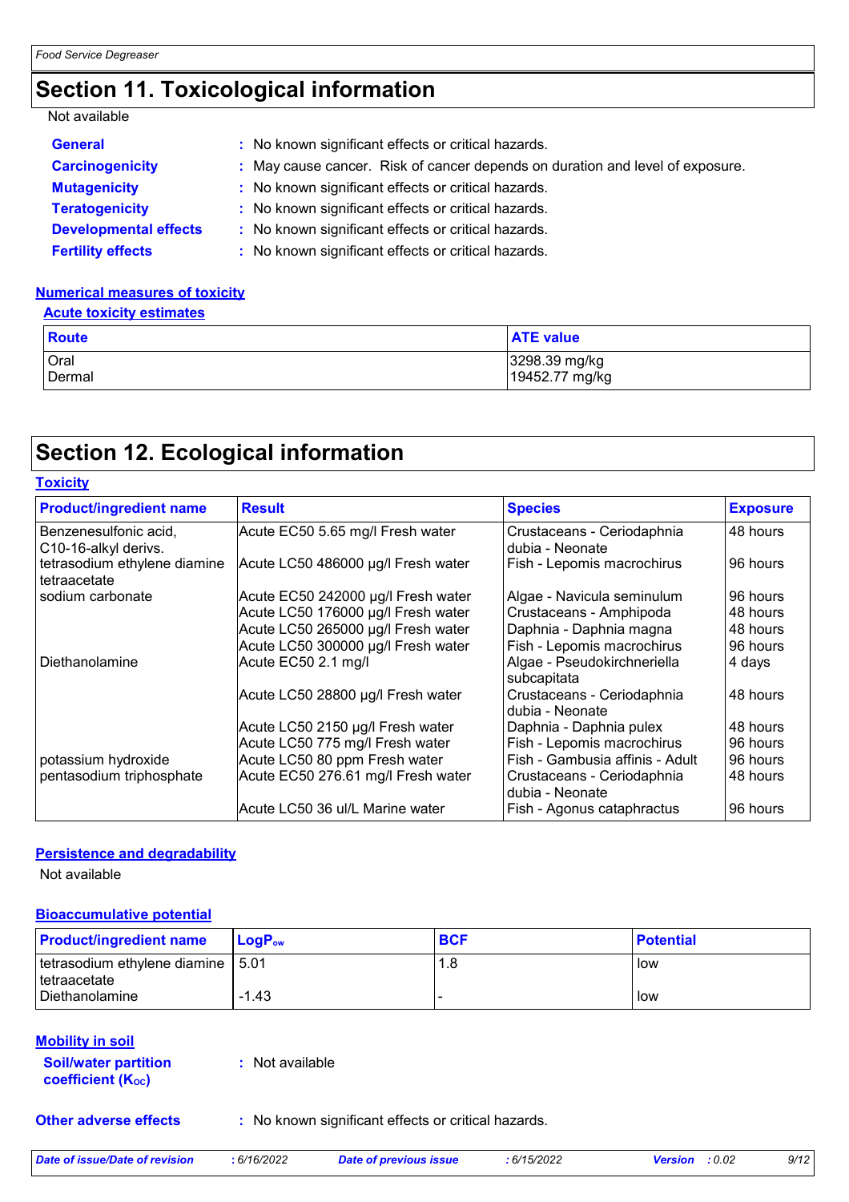# Section 11. Toxicological information

Not available

**General** : No known significant effects or critical hazards.

**Carcinogenicity** : May cause cancer. Risk of cancer depends on duration and level of exposure.

**Mutagenicity** : No known significant effects or critical hazards.

**Teratogenicity** : No known significant effects or critical hazards.

**Developmental effects** : No known significant effects or critical hazards.

**Fertility effects** : No known significant effects or critical hazards.

### Numerical measures of toxicity

#### Acute toxicity estimates

| Route | ATE value |
|---|---|
| Oral | 3298.39 mg/kg |
| Dermal | 19452.77 mg/kg |

# Section 12. Ecological information

### Toxicity

| Product/ingredient name | Result | Species | Exposure |
|---|---|---|---|
| Benzenesulfonic acid, C10-16-alkyl derivs. | Acute EC50 5.65 mg/l Fresh water | Crustaceans - Ceriodaphnia dubia - Neonate | 48 hours |
| tetrasodium ethylene diamine tetraacetate | Acute LC50 486000 µg/l Fresh water | Fish - Lepomis macrochirus | 96 hours |
| sodium carbonate | Acute EC50 242000 µg/l Fresh water | Algae - Navicula seminulum | 96 hours |
| | Acute LC50 176000 µg/l Fresh water | Crustaceans - Amphipoda | 48 hours |
| | Acute LC50 265000 µg/l Fresh water | Daphnia - Daphnia magna | 48 hours |
| | Acute LC50 300000 µg/l Fresh water | Fish - Lepomis macrochirus | 96 hours |
| Diethanolamine | Acute EC50 2.1 mg/l | Algae - Pseudokirchneriella subcapitata | 4 days |
| | Acute LC50 28800 µg/l Fresh water | Crustaceans - Ceriodaphnia dubia - Neonate | 48 hours |
| | Acute LC50 2150 µg/l Fresh water | Daphnia - Daphnia pulex | 48 hours |
| | Acute LC50 775 mg/l Fresh water | Fish - Lepomis macrochirus | 96 hours |
| potassium hydroxide | Acute LC50 80 ppm Fresh water | Fish - Gambusia affinis - Adult | 96 hours |
| pentasodium triphosphate | Acute EC50 276.61 mg/l Fresh water | Crustaceans - Ceriodaphnia dubia - Neonate | 48 hours |
| | Acute LC50 36 ul/L Marine water | Fish - Agonus cataphractus | 96 hours |

### Persistence and degradability

Not available

### Bioaccumulative potential

| Product/ingredient name | $LogP_{ow}$ | BCF | Potential |
|---|---|---|---|
| tetrasodium ethylene diamine tetraacetate | 5.01 | 1.8 | low |
| Diethanolamine | -1.43 | - | low |

### Mobility in soil

**Soil/water partition coefficient ($K_{OC}$)** : Not available

**Other adverse effects** : No known significant effects or critical hazards.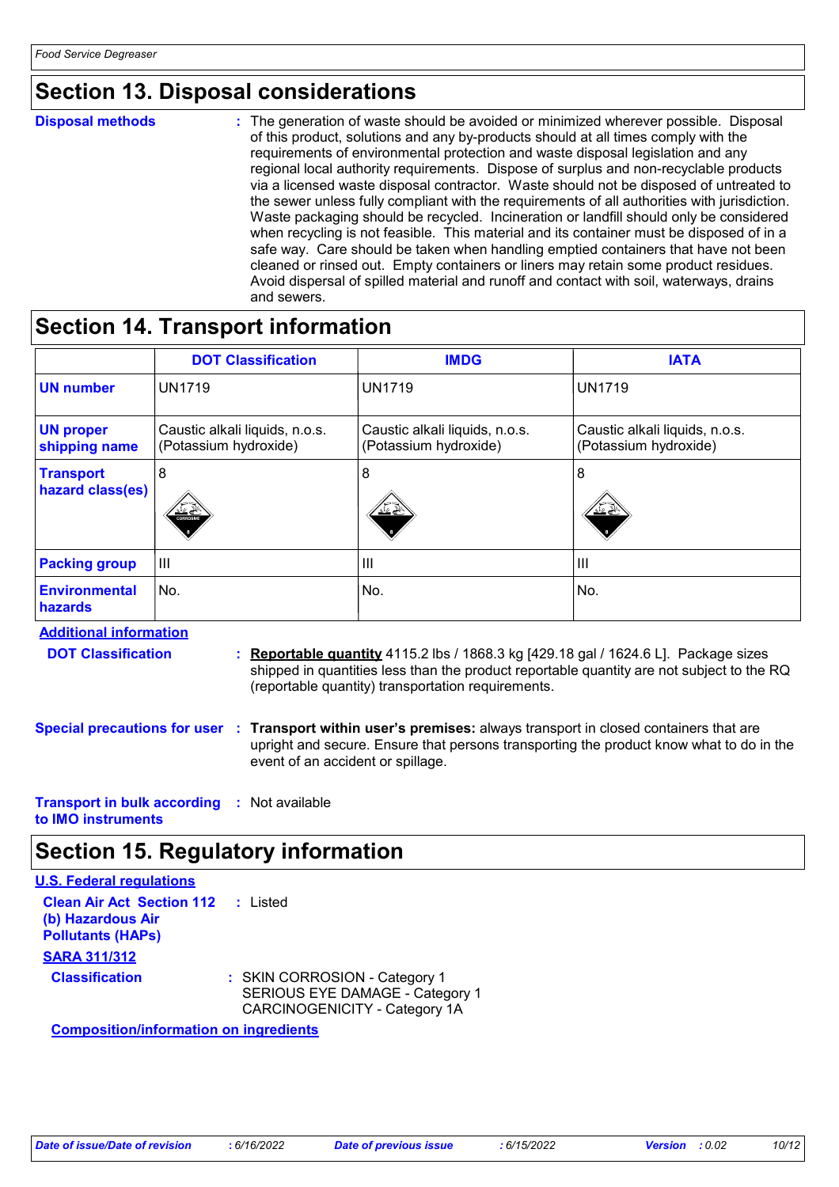## Section 13. Disposal considerations

**Disposal methods** : The generation of waste should be avoided or minimized wherever possible. Disposal of this product, solutions and any by-products should at all times comply with the requirements of environmental protection and waste disposal legislation and any regional local authority requirements. Dispose of surplus and non-recyclable products via a licensed waste disposal contractor. Waste should not be disposed of untreated to the sewer unless fully compliant with the requirements of all authorities with jurisdiction. Waste packaging should be recycled. Incineration or landfill should only be considered when recycling is not feasible. This material and its container must be disposed of in a safe way. Care should be taken when handling emptied containers that have not been cleaned or rinsed out. Empty containers or liners may retain some product residues. Avoid dispersal of spilled material and runoff and contact with soil, waterways, drains and sewers.

## Section 14. Transport information

| | DOT Classification | IMDG | IATA |
|---|---|---|---|
| **UN number** | UN1719 | UN1719 | UN1719 |
| **UN proper shipping name** | Caustic alkali liquids, n.o.s. (Potassium hydroxide) | Caustic alkali liquids, n.o.s. (Potassium hydroxide) | Caustic alkali liquids, n.o.s. (Potassium hydroxide) |
| **Transport hazard class(es)** | 8 | 8 | 8 |
| **Packing group** | III | III | III |
| **Environmental hazards** | No. | No. | No. |

**Additional information**

**DOT Classification** : **Reportable quantity** 4115.2 lbs / 1868.3 kg [429.18 gal / 1624.6 L]. Package sizes shipped in quantities less than the product reportable quantity are not subject to the RQ (reportable quantity) transportation requirements.

**Special precautions for user** : **Transport within user's premises:** always transport in closed containers that are upright and secure. Ensure that persons transporting the product know what to do in the event of an accident or spillage.

**Transport in bulk according to IMO instruments** : Not available

## Section 15. Regulatory information

**U.S. Federal regulations**

**Clean Air Act Section 112 (b) Hazardous Air Pollutants (HAPs)** : Listed

**SARA 311/312**

**Classification** : SKIN CORROSION - Category 1
SERIOUS EYE DAMAGE - Category 1
CARCINOGENICITY - Category 1A

**Composition/information on ingredients**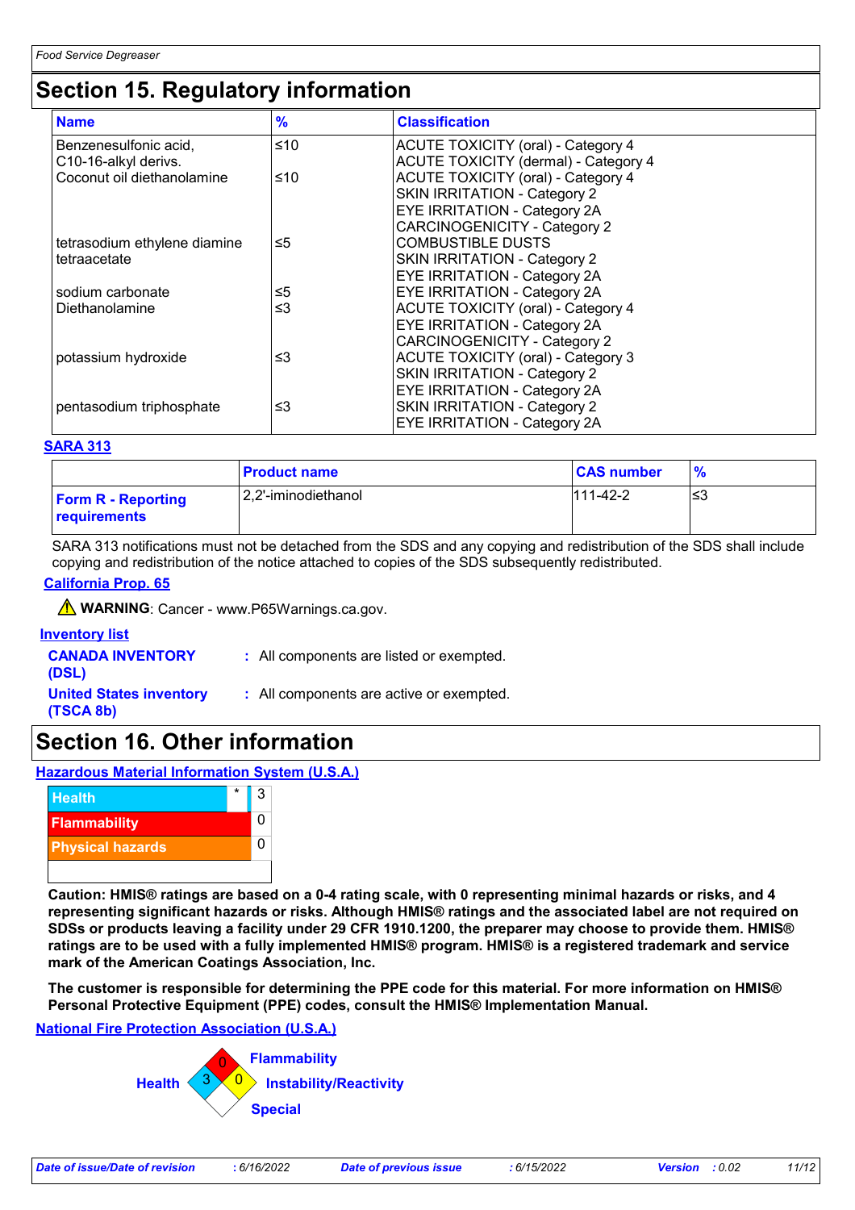# Section 15. Regulatory information

| Name | % | Classification |
|---|---|---|
| Benzenesulfonic acid, C10-16-alkyl derivs. | ≤10 | ACUTE TOXICITY (oral) - Category 4<br>ACUTE TOXICITY (dermal) - Category 4 |
| Coconut oil diethanolamine | ≤10 | ACUTE TOXICITY (oral) - Category 4<br>SKIN IRRITATION - Category 2<br>EYE IRRITATION - Category 2A<br>CARCINOGENICITY - Category 2 |
| tetrasodium ethylene diamine tetraacetate | ≤5 | COMBUSTIBLE DUSTS<br>SKIN IRRITATION - Category 2<br>EYE IRRITATION - Category 2A |
| sodium carbonate | ≤5 | EYE IRRITATION - Category 2A |
| Diethanolamine | ≤3 | ACUTE TOXICITY (oral) - Category 4<br>EYE IRRITATION - Category 2A<br>CARCINOGENICITY - Category 2 |
| potassium hydroxide | ≤3 | ACUTE TOXICITY (oral) - Category 3<br>SKIN IRRITATION - Category 2<br>EYE IRRITATION - Category 2A |
| pentasodium triphosphate | ≤3 | SKIN IRRITATION - Category 2<br>EYE IRRITATION - Category 2A |

**SARA 313**

| | Product name | CAS number | % |
|---|---|---|---|
| **Form R - Reporting requirements** | 2,2'-iminodiethanol | 111-42-2 | ≤3 |

SARA 313 notifications must not be detached from the SDS and any copying and redistribution of the SDS shall include copying and redistribution of the notice attached to copies of the SDS subsequently redistributed.

**California Prop. 65**

⚠ **WARNING**: Cancer - www.P65Warnings.ca.gov.

**Inventory list**

**CANADA INVENTORY (DSL)** : All components are listed or exempted.

**United States inventory (TSCA 8b)** : All components are active or exempted.

# Section 16. Other information

**Hazardous Material Information System (U.S.A.)**

| | | |
|---|---|---|
| Health | * | 3 |
| Flammability | | 0 |
| Physical hazards | | 0 |

**Caution: HMIS® ratings are based on a 0-4 rating scale, with 0 representing minimal hazards or risks, and 4 representing significant hazards or risks. Although HMIS® ratings and the associated label are not required on SDSs or products leaving a facility under 29 CFR 1910.1200, the preparer may choose to provide them. HMIS® ratings are to be used with a fully implemented HMIS® program. HMIS® is a registered trademark and service mark of the American Coatings Association, Inc.**

**The customer is responsible for determining the PPE code for this material. For more information on HMIS® Personal Protective Equipment (PPE) codes, consult the HMIS® Implementation Manual.**

**National Fire Protection Association (U.S.A.)**

- Health: 3
- Flammability: 0
- Instability/Reactivity: 0
- Special: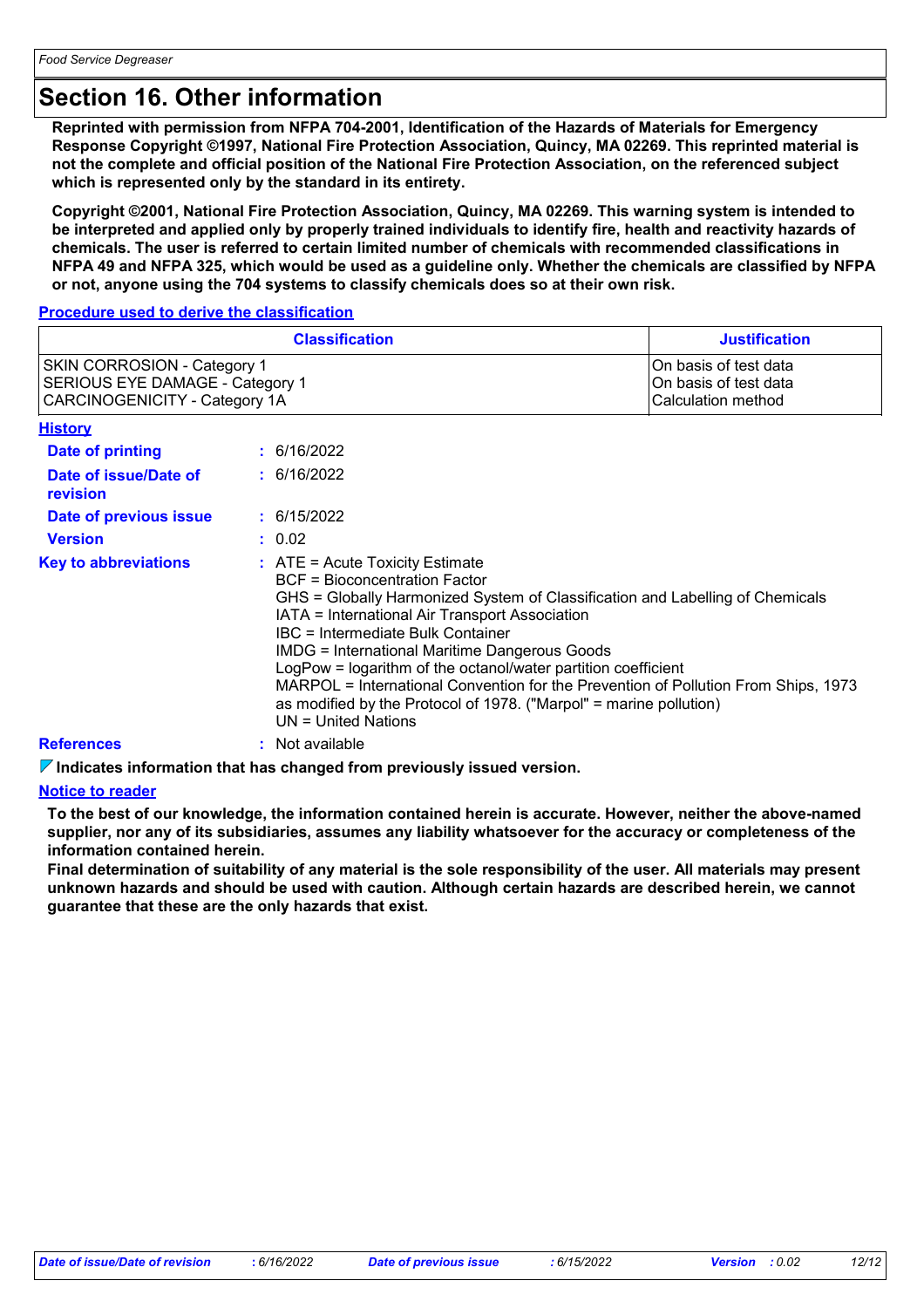# Section 16. Other information

**Reprinted with permission from NFPA 704-2001, Identification of the Hazards of Materials for Emergency Response Copyright ©1997, National Fire Protection Association, Quincy, MA 02269. This reprinted material is not the complete and official position of the National Fire Protection Association, on the referenced subject which is represented only by the standard in its entirety.**

**Copyright ©2001, National Fire Protection Association, Quincy, MA 02269. This warning system is intended to be interpreted and applied only by properly trained individuals to identify fire, health and reactivity hazards of chemicals. The user is referred to certain limited number of chemicals with recommended classifications in NFPA 49 and NFPA 325, which would be used as a guideline only. Whether the chemicals are classified by NFPA or not, anyone using the 704 systems to classify chemicals does so at their own risk.**

**Procedure used to derive the classification**

| Classification | Justification |
|---|---|
| SKIN CORROSION - Category 1<br>SERIOUS EYE DAMAGE - Category 1<br>CARCINOGENICITY - Category 1A | On basis of test data<br>On basis of test data<br>Calculation method |

**History**

**Date of printing** : 6/16/2022

**Date of issue/Date of revision** : 6/16/2022

**Date of previous issue** : 6/15/2022

**Version** : 0.02

**Key to abbreviations** :
ATE = Acute Toxicity Estimate
BCF = Bioconcentration Factor
GHS = Globally Harmonized System of Classification and Labelling of Chemicals
IATA = International Air Transport Association
IBC = Intermediate Bulk Container
IMDG = International Maritime Dangerous Goods
LogPow = logarithm of the octanol/water partition coefficient
MARPOL = International Convention for the Prevention of Pollution From Ships, 1973 as modified by the Protocol of 1978. ("Marpol" = marine pollution)
UN = United Nations

**References** : Not available

**Indicates information that has changed from previously issued version.**

**Notice to reader**

**To the best of our knowledge, the information contained herein is accurate. However, neither the above-named supplier, nor any of its subsidiaries, assumes any liability whatsoever for the accuracy or completeness of the information contained herein.**

**Final determination of suitability of any material is the sole responsibility of the user. All materials may present unknown hazards and should be used with caution. Although certain hazards are described herein, we cannot guarantee that these are the only hazards that exist.**